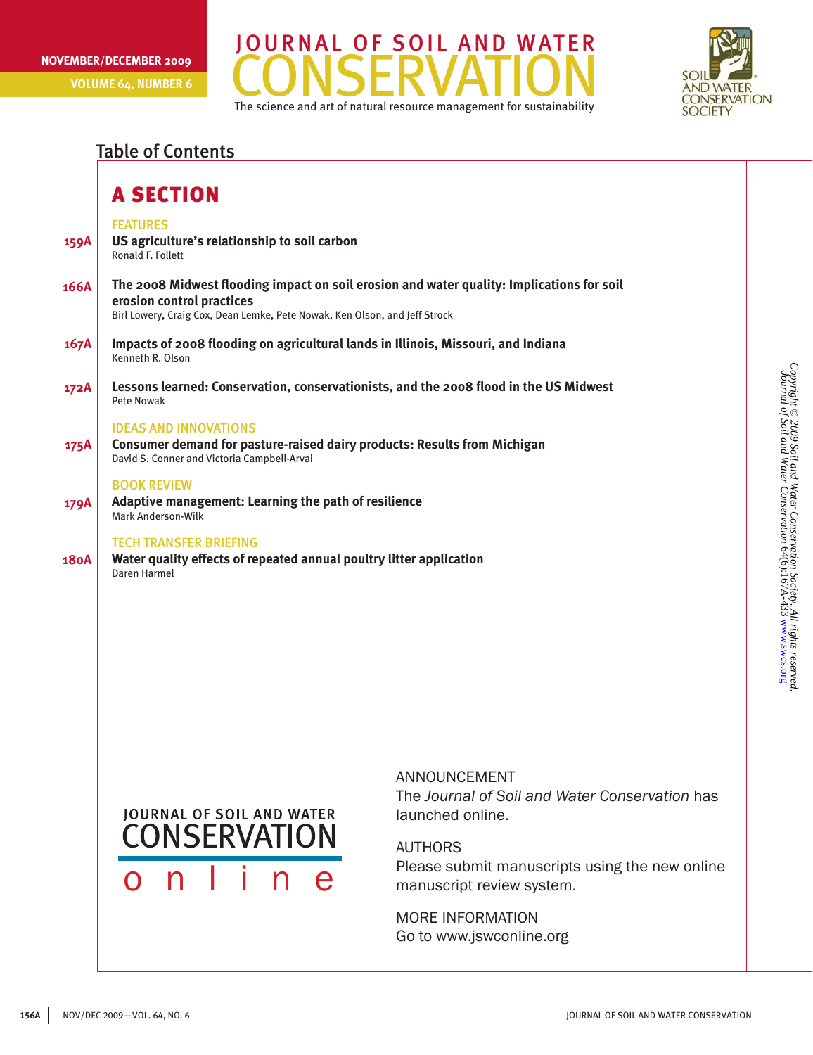NOVEMBER/DECEMBER 2009

VOLUME 64, NUMBER 6

# JOURNAL OF SOIL AND WATER CONSERVATION

The science and art of natural resource management for sustainability

SOIL AND WATER CONSERVATION SOCIETY

## Table of Contents

### A SECTION

#### FEATURES

**159A** **US agriculture's relationship to soil carbon**
Ronald F. Follett

**166A** **The 2008 Midwest flooding impact on soil erosion and water quality: Implications for soil erosion control practices**
Birl Lowery, Craig Cox, Dean Lemke, Pete Nowak, Ken Olson, and Jeff Strock

**167A** **Impacts of 2008 flooding on agricultural lands in Illinois, Missouri, and Indiana**
Kenneth R. Olson

**172A** **Lessons learned: Conservation, conservationists, and the 2008 flood in the US Midwest**
Pete Nowak

#### IDEAS AND INNOVATIONS

**175A** **Consumer demand for pasture-raised dairy products: Results from Michigan**
David S. Conner and Victoria Campbell-Arvai

#### BOOK REVIEW

**179A** **Adaptive management: Learning the path of resilience**
Mark Anderson-Wilk

#### TECH TRANSFER BRIEFING

**180A** **Water quality effects of repeated annual poultry litter application**
Daren Harmel

JOURNAL OF SOIL AND WATER CONSERVATION online

ANNOUNCEMENT
The *Journal of Soil and Water Conservation* has launched online.

AUTHORS
Please submit manuscripts using the new online manuscript review system.

MORE INFORMATION
Go to www.jswconline.org

*Copyright © 2009 Soil and Water Conservation Society. All rights reserved.*
*Journal of Soil and Water Conservation* 64(6):167A-433 www.swcs.org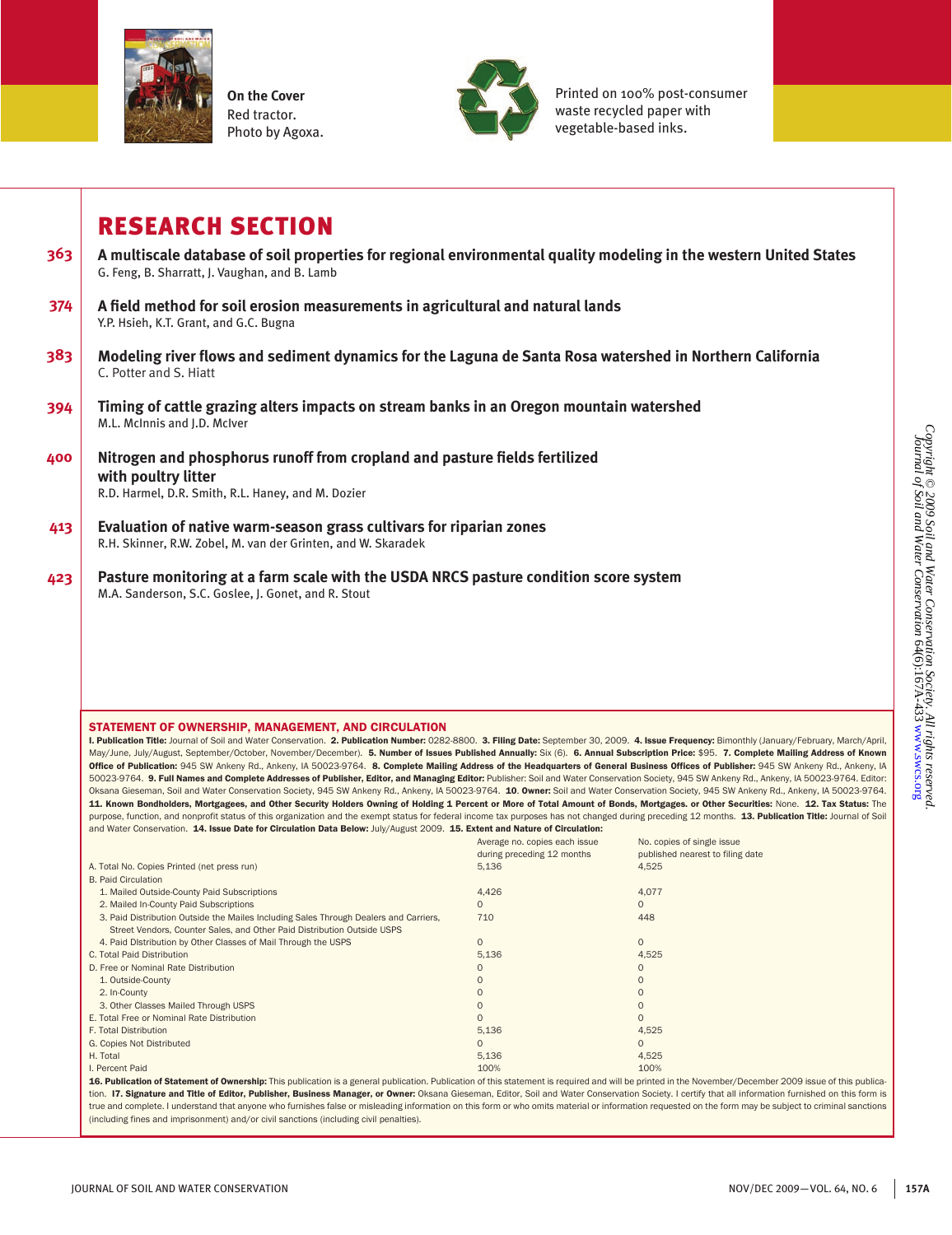**On the Cover**
Red tractor.
Photo by Agoxa.

Printed on 100% post-consumer waste recycled paper with vegetable-based inks.

# RESEARCH SECTION

**363** **A multiscale database of soil properties for regional environmental quality modeling in the western United States**
G. Feng, B. Sharratt, J. Vaughan, and B. Lamb

**374** **A field method for soil erosion measurements in agricultural and natural lands**
Y.P. Hsieh, K.T. Grant, and G.C. Bugna

**383** **Modeling river flows and sediment dynamics for the Laguna de Santa Rosa watershed in Northern California**
C. Potter and S. Hiatt

**394** **Timing of cattle grazing alters impacts on stream banks in an Oregon mountain watershed**
M.L. McInnis and J.D. McIver

**400** **Nitrogen and phosphorus runoff from cropland and pasture fields fertilized with poultry litter**
R.D. Harmel, D.R. Smith, R.L. Haney, and M. Dozier

**413** **Evaluation of native warm-season grass cultivars for riparian zones**
R.H. Skinner, R.W. Zobel, M. van der Grinten, and W. Skaradek

**423** **Pasture monitoring at a farm scale with the USDA NRCS pasture condition score system**
M.A. Sanderson, S.C. Goslee, J. Gonet, and R. Stout

## STATEMENT OF OWNERSHIP, MANAGEMENT, AND CIRCULATION

**1. Publication Title:** Journal of Soil and Water Conservation. **2. Publication Number:** 0282-8800. **3. Filing Date:** September 30, 2009. **4. Issue Frequency:** Bimonthly (January/February, March/April, May/June, July/August, September/October, November/December). **5. Number of Issues Published Annually:** Six (6). **6. Annual Subscription Price:** $95. **7. Complete Mailing Address of Known Office of Publication:** 945 SW Ankeny Rd., Ankeny, IA 50023-9764. **8. Complete Mailing Address of the Headquarters of General Business Offices of Publisher:** 945 SW Ankeny Rd., Ankeny, IA 50023-9764. **9. Full Names and Complete Addresses of Publisher, Editor, and Managing Editor:** Publisher: Soil and Water Conservation Society, 945 SW Ankeny Rd., Ankeny, IA 50023-9764. Editor: Oksana Gieseman, Soil and Water Conservation Society, 945 SW Ankeny Rd., Ankeny, IA 50023-9764. **10. Owner:** Soil and Water Conservation Society, 945 SW Ankeny Rd., Ankeny, IA 50023-9764. **11. Known Bondholders, Mortgagees, and Other Security Holders Owning of Holding 1 Percent or More of Total Amount of Bonds, Mortgages. or Other Securities:** None. **12. Tax Status:** The purpose, function, and nonprofit status of this organization and the exempt status for federal income tax purposes has not changed during preceding 12 months. **13. Publication Title:** Journal of Soil and Water Conservation. **14. Issue Date for Circulation Data Below:** July/August 2009. **15. Extent and Nature of Circulation:**

| | Average no. copies each issue during preceding 12 months | No. copies of single issue published nearest to filing date |
|---|---|---|
| A. Total No. Copies Printed (net press run) | 5,136 | 4,525 |
| B. Paid Circulation | | |
| 1. Mailed Outside-County Paid Subscriptions | 4,426 | 4,077 |
| 2. Mailed In-County Paid Subscriptions | 0 | 0 |
| 3. Paid Distribution Outside the Mailes Including Sales Through Dealers and Carriers, Street Vendors, Counter Sales, and Other Paid Distribution Outside USPS | 710 | 448 |
| 4. Paid Distribution by Other Classes of Mail Through the USPS | 0 | 0 |
| C. Total Paid Distribution | 5,136 | 4,525 |
| D. Free or Nominal Rate Distribution | 0 | 0 |
| 1. Outside-County | 0 | 0 |
| 2. In-County | 0 | 0 |
| 3. Other Classes Mailed Through USPS | 0 | 0 |
| E. Total Free or Nominal Rate Distribution | 0 | 0 |
| F. Total Distribution | 5,136 | 4,525 |
| G. Copies Not Distributed | 0 | 0 |
| H. Total | 5,136 | 4,525 |
| I. Percent Paid | 100% | 100% |

**16. Publication of Statement of Ownership:** This publication is a general publication. Publication of this statement is required and will be printed in the November/December 2009 issue of this publication. **17. Signature and Title of Editor, Publisher, Business Manager, or Owner:** Oksana Gieseman, Editor, Soil and Water Conservation Society. I certify that all information furnished on this form is true and complete. I understand that anyone who furnishes false or misleading information on this form or who omits material or information requested on the form may be subject to criminal sanctions (including fines and imprisonment) and/or civil sanctions (including civil penalties).

*Copyright © 2009 Soil and Water Conservation Society. All rights reserved.*
*Journal of Soil and Water Conservation 64(6):167A-433 www.swcs.org*